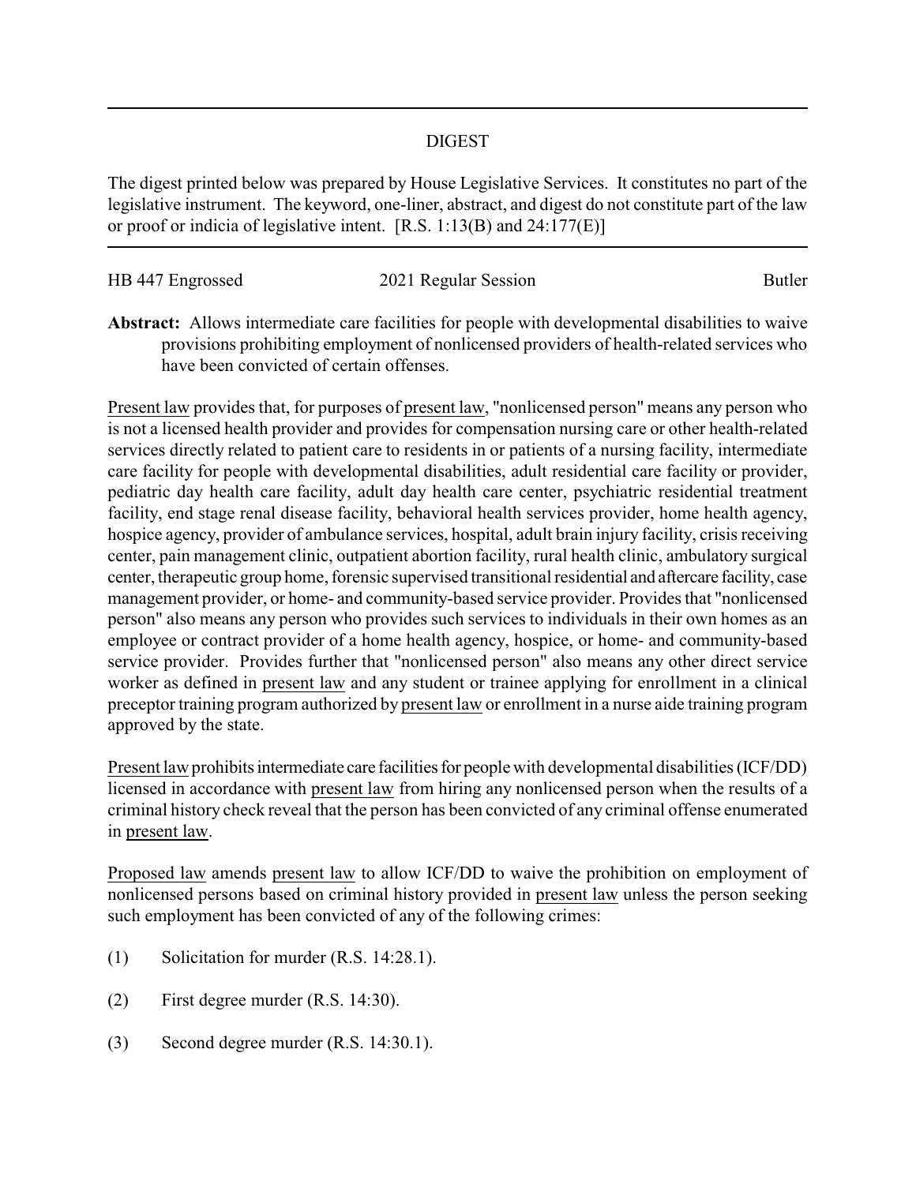# DIGEST

The digest printed below was prepared by House Legislative Services. It constitutes no part of the legislative instrument. The keyword, one-liner, abstract, and digest do not constitute part of the law or proof or indicia of legislative intent. [R.S. 1:13(B) and 24:177(E)]

HB 447 Engrossed | 2021 Regular Session | Butler

**Abstract:** Allows intermediate care facilities for people with developmental disabilities to waive provisions prohibiting employment of nonlicensed providers of health-related services who have been convicted of certain offenses.

Present law provides that, for purposes of present law, "nonlicensed person" means any person who is not a licensed health provider and provides for compensation nursing care or other health-related services directly related to patient care to residents in or patients of a nursing facility, intermediate care facility for people with developmental disabilities, adult residential care facility or provider, pediatric day health care facility, adult day health care center, psychiatric residential treatment facility, end stage renal disease facility, behavioral health services provider, home health agency, hospice agency, provider of ambulance services, hospital, adult brain injury facility, crisis receiving center, pain management clinic, outpatient abortion facility, rural health clinic, ambulatory surgical center, therapeutic group home, forensic supervised transitional residential and aftercare facility, case management provider, or home- and community-based service provider. Provides that "nonlicensed person" also means any person who provides such services to individuals in their own homes as an employee or contract provider of a home health agency, hospice, or home- and community-based service provider. Provides further that "nonlicensed person" also means any other direct service worker as defined in present law and any student or trainee applying for enrollment in a clinical preceptor training program authorized by present law or enrollment in a nurse aide training program approved by the state.

Present law prohibits intermediate care facilities for people with developmental disabilities (ICF/DD) licensed in accordance with present law from hiring any nonlicensed person when the results of a criminal history check reveal that the person has been convicted of any criminal offense enumerated in present law.

Proposed law amends present law to allow ICF/DD to waive the prohibition on employment of nonlicensed persons based on criminal history provided in present law unless the person seeking such employment has been convicted of any of the following crimes:

(1) Solicitation for murder (R.S. 14:28.1).

(2) First degree murder (R.S. 14:30).

(3) Second degree murder (R.S. 14:30.1).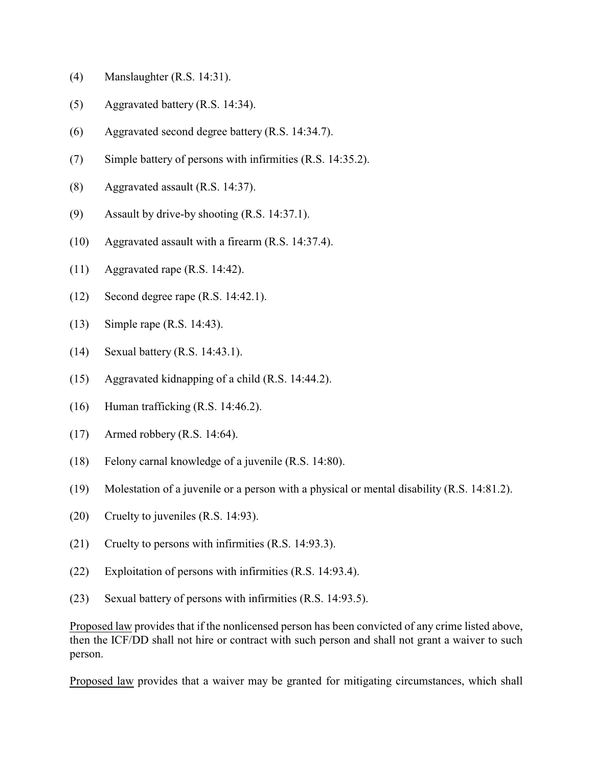(4) Manslaughter (R.S. 14:31).

(5) Aggravated battery (R.S. 14:34).

(6) Aggravated second degree battery (R.S. 14:34.7).

(7) Simple battery of persons with infirmities (R.S. 14:35.2).

(8) Aggravated assault (R.S. 14:37).

(9) Assault by drive-by shooting (R.S. 14:37.1).

(10) Aggravated assault with a firearm (R.S. 14:37.4).

(11) Aggravated rape (R.S. 14:42).

(12) Second degree rape (R.S. 14:42.1).

(13) Simple rape (R.S. 14:43).

(14) Sexual battery (R.S. 14:43.1).

(15) Aggravated kidnapping of a child (R.S. 14:44.2).

(16) Human trafficking (R.S. 14:46.2).

(17) Armed robbery (R.S. 14:64).

(18) Felony carnal knowledge of a juvenile (R.S. 14:80).

(19) Molestation of a juvenile or a person with a physical or mental disability (R.S. 14:81.2).

(20) Cruelty to juveniles (R.S. 14:93).

(21) Cruelty to persons with infirmities (R.S. 14:93.3).

(22) Exploitation of persons with infirmities (R.S. 14:93.4).

(23) Sexual battery of persons with infirmities (R.S. 14:93.5).

Proposed law provides that if the nonlicensed person has been convicted of any crime listed above, then the ICF/DD shall not hire or contract with such person and shall not grant a waiver to such person.

Proposed law provides that a waiver may be granted for mitigating circumstances, which shall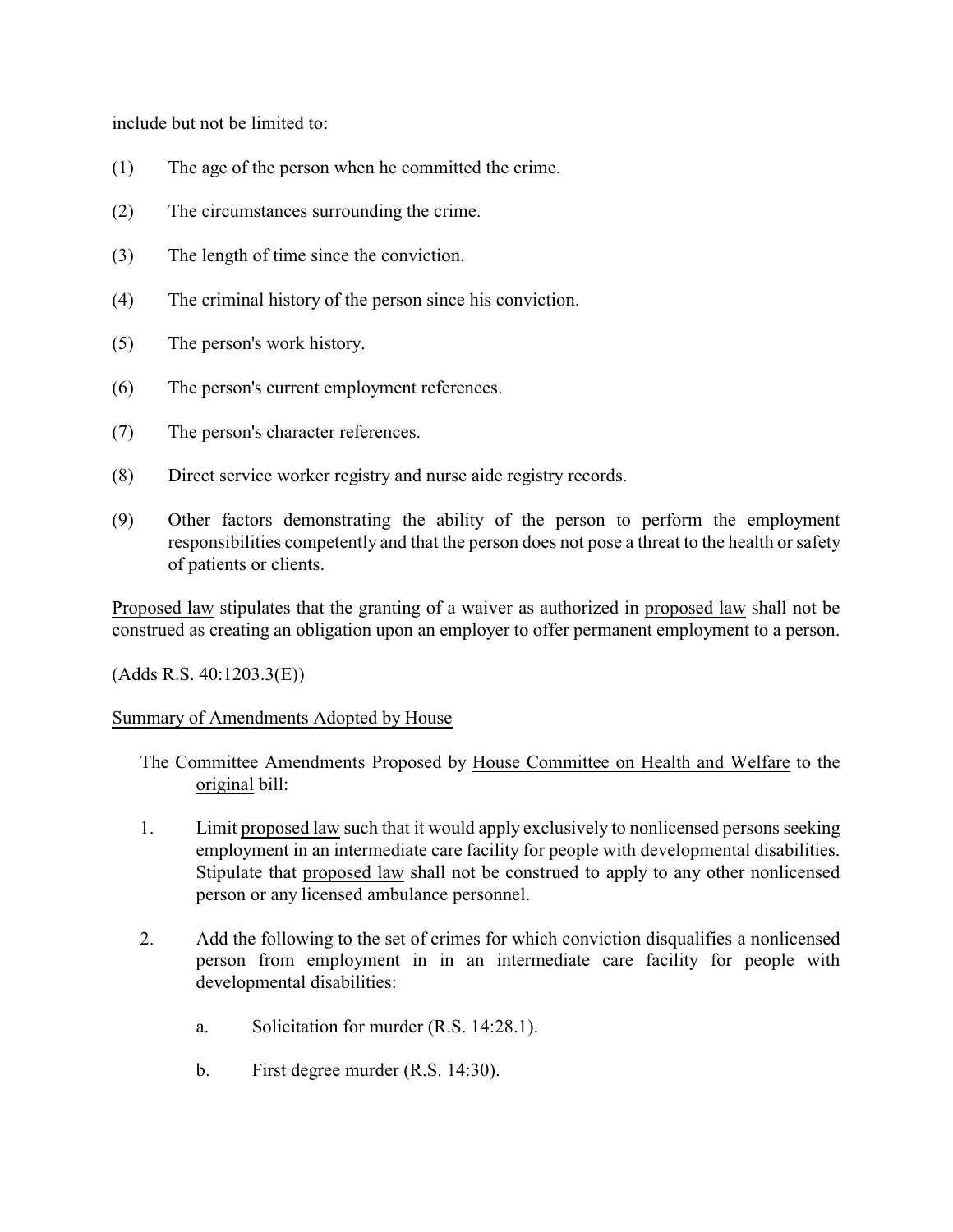include but not be limited to:

(1) The age of the person when he committed the crime.

(2) The circumstances surrounding the crime.

(3) The length of time since the conviction.

(4) The criminal history of the person since his conviction.

(5) The person's work history.

(6) The person's current employment references.

(7) The person's character references.

(8) Direct service worker registry and nurse aide registry records.

(9) Other factors demonstrating the ability of the person to perform the employment responsibilities competently and that the person does not pose a threat to the health or safety of patients or clients.

Proposed law stipulates that the granting of a waiver as authorized in proposed law shall not be construed as creating an obligation upon an employer to offer permanent employment to a person.

(Adds R.S. 40:1203.3(E))

Summary of Amendments Adopted by House

The Committee Amendments Proposed by House Committee on Health and Welfare to the original bill:

1. Limit proposed law such that it would apply exclusively to nonlicensed persons seeking employment in an intermediate care facility for people with developmental disabilities. Stipulate that proposed law shall not be construed to apply to any other nonlicensed person or any licensed ambulance personnel.

2. Add the following to the set of crimes for which conviction disqualifies a nonlicensed person from employment in in an intermediate care facility for people with developmental disabilities:

   a. Solicitation for murder (R.S. 14:28.1).

   b. First degree murder (R.S. 14:30).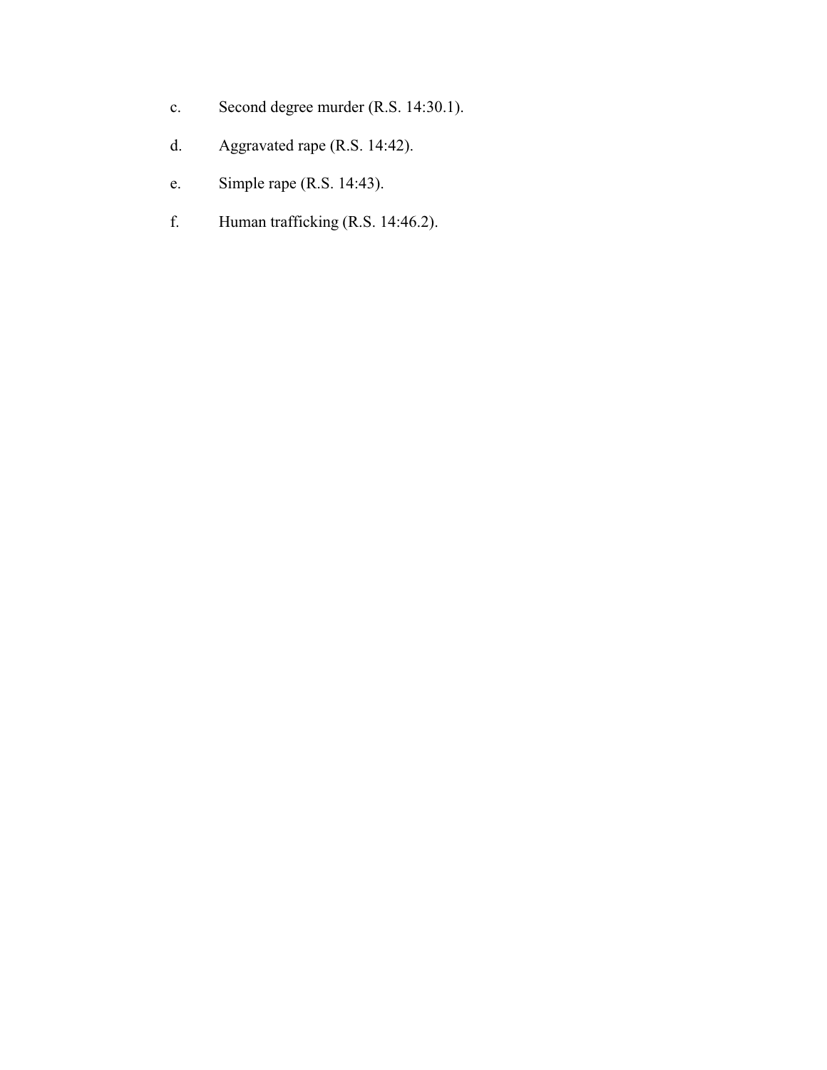c. Second degree murder (R.S. 14:30.1).

d. Aggravated rape (R.S. 14:42).

e. Simple rape (R.S. 14:43).

f. Human trafficking (R.S. 14:46.2).